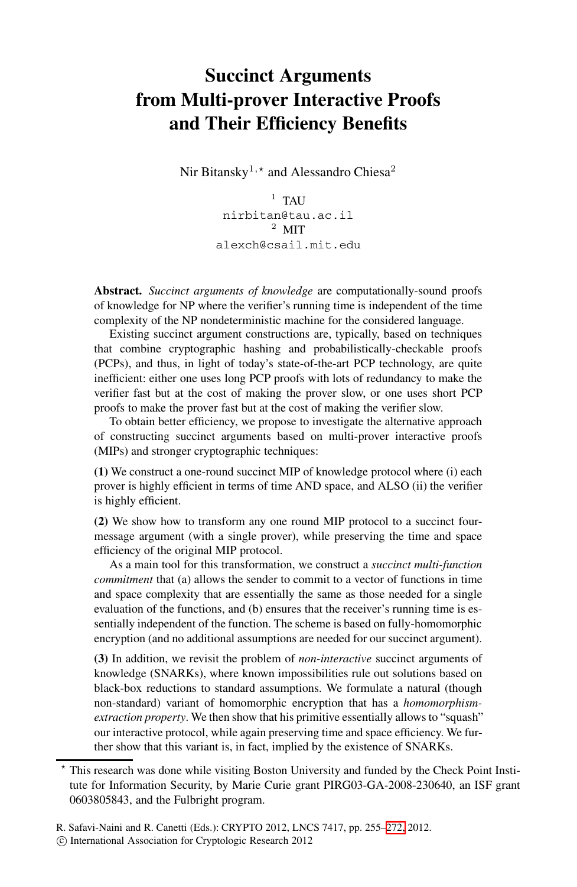# Succinct Arguments from Multi-prover Interactive Proofs and Their Efficiency Benefits

Nir Bitansky[1,⋆] and Alessandro Chiesa[2]

[1] TAU
nirbitan@tau.ac.il
[2] MIT
alexch@csail.mit.edu

**Abstract.** *Succinct arguments of knowledge* are computationally-sound proofs of knowledge for NP where the verifier's running time is independent of the time complexity of the NP nondeterministic machine for the considered language.

Existing succinct argument constructions are, typically, based on techniques that combine cryptographic hashing and probabilistically-checkable proofs (PCPs), and thus, in light of today's state-of-the-art PCP technology, are quite inefficient: either one uses long PCP proofs with lots of redundancy to make the verifier fast but at the cost of making the prover slow, or one uses short PCP proofs to make the prover fast but at the cost of making the verifier slow.

To obtain better efficiency, we propose to investigate the alternative approach of constructing succinct arguments based on multi-prover interactive proofs (MIPs) and stronger cryptographic techniques:

**(1)** We construct a one-round succinct MIP of knowledge protocol where (i) each prover is highly efficient in terms of time AND space, and ALSO (ii) the verifier is highly efficient.

**(2)** We show how to transform any one round MIP protocol to a succinct four-message argument (with a single prover), while preserving the time and space efficiency of the original MIP protocol.

As a main tool for this transformation, we construct a *succinct multi-function commitment* that (a) allows the sender to commit to a vector of functions in time and space complexity that are essentially the same as those needed for a single evaluation of the functions, and (b) ensures that the receiver's running time is essentially independent of the function. The scheme is based on fully-homomorphic encryption (and no additional assumptions are needed for our succinct argument).

**(3)** In addition, we revisit the problem of *non-interactive* succinct arguments of knowledge (SNARKs), where known impossibilities rule out solutions based on black-box reductions to standard assumptions. We formulate a natural (though non-standard) variant of homomorphic encryption that has a *homomorphism-extraction property*. We then show that his primitive essentially allows to "squash" our interactive protocol, while again preserving time and space efficiency. We further show that this variant is, in fact, implied by the existence of SNARKs.

⋆ This research was done while visiting Boston University and funded by the Check Point Institute for Information Security, by Marie Curie grant PIRG03-GA-2008-230640, an ISF grant 0603805843, and the Fulbright program.

R. Safavi-Naini and R. Canetti (Eds.): CRYPTO 2012, LNCS 7417, pp. 255–272, 2012.
© International Association for Cryptologic Research 2012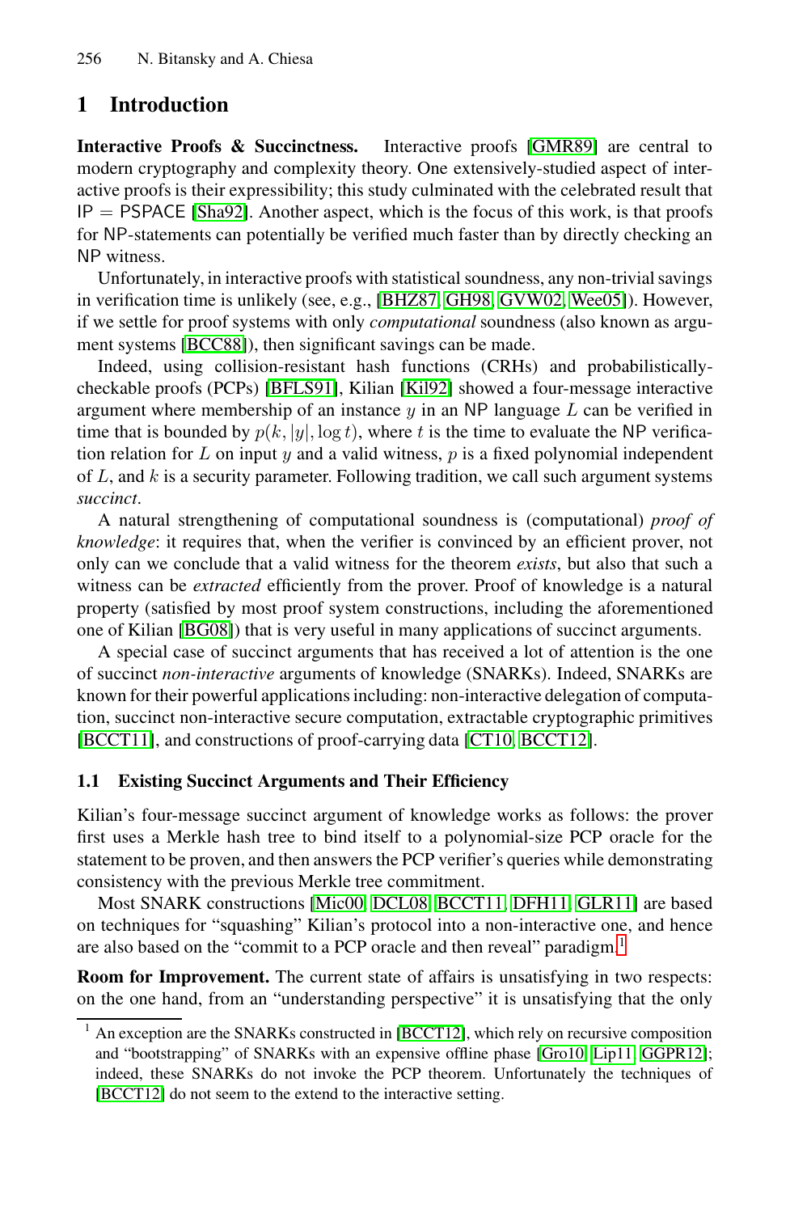# 1 Introduction

**Interactive Proofs & Succinctness.** Interactive proofs [GMR89] are central to modern cryptography and complexity theory. One extensively-studied aspect of interactive proofs is their expressibility; this study culminated with the celebrated result that $\mathsf{IP} = \mathsf{PSPACE}$ [Sha92]. Another aspect, which is the focus of this work, is that proofs for NP-statements can potentially be verified much faster than by directly checking an NP witness.

Unfortunately, in interactive proofs with statistical soundness, any non-trivial savings in verification time is unlikely (see, e.g., [BHZ87, GH98, GVW02, Wee05]). However, if we settle for proof systems with only *computational* soundness (also known as argument systems [BCC88]), then significant savings can be made.

Indeed, using collision-resistant hash functions (CRHs) and probabilistically-checkable proofs (PCPs) [BFLS91], Kilian [Kil92] showed a four-message interactive argument where membership of an instance $y$ in an NP language $L$ can be verified in time that is bounded by $p(k, |y|, \log t)$, where $t$ is the time to evaluate the NP verification relation for $L$ on input $y$ and a valid witness, $p$ is a fixed polynomial independent of $L$, and $k$ is a security parameter. Following tradition, we call such argument systems *succinct*.

A natural strengthening of computational soundness is (computational) *proof of knowledge*: it requires that, when the verifier is convinced by an efficient prover, not only can we conclude that a valid witness for the theorem *exists*, but also that such a witness can be *extracted* efficiently from the prover. Proof of knowledge is a natural property (satisfied by most proof system constructions, including the aforementioned one of Kilian [BG08]) that is very useful in many applications of succinct arguments.

A special case of succinct arguments that has received a lot of attention is the one of succinct *non-interactive* arguments of knowledge (SNARKs). Indeed, SNARKs are known for their powerful applications including: non-interactive delegation of computation, succinct non-interactive secure computation, extractable cryptographic primitives [BCCT11], and constructions of proof-carrying data [CT10, BCCT12].

## 1.1 Existing Succinct Arguments and Their Efficiency

Kilian's four-message succinct argument of knowledge works as follows: the prover first uses a Merkle hash tree to bind itself to a polynomial-size PCP oracle for the statement to be proven, and then answers the PCP verifier's queries while demonstrating consistency with the previous Merkle tree commitment.

Most SNARK constructions [Mic00, DCL08, BCCT11, DFH11, GLR11] are based on techniques for "squashing" Kilian's protocol into a non-interactive one, and hence are also based on the "commit to a PCP oracle and then reveal" paradigm.[1]

**Room for Improvement.** The current state of affairs is unsatisfying in two respects: on the one hand, from an "understanding perspective" it is unsatisfying that the only

[1] An exception are the SNARKs constructed in [BCCT12], which rely on recursive composition and "bootstrapping" of SNARKs with an expensive offline phase [Gro10, Lip11, GGPR12]; indeed, these SNARKs do not invoke the PCP theorem. Unfortunately the techniques of [BCCT12] do not seem to the extend to the interactive setting.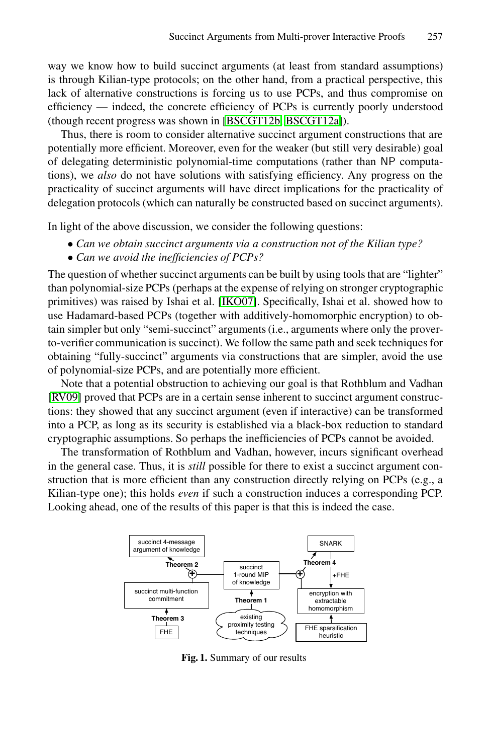way we know how to build succinct arguments (at least from standard assumptions) is through Kilian-type protocols; on the other hand, from a practical perspective, this lack of alternative constructions is forcing us to use PCPs, and thus compromise on efficiency — indeed, the concrete efficiency of PCPs is currently poorly understood (though recent progress was shown in [BSCGT12b, BSCGT12a]).

Thus, there is room to consider alternative succinct argument constructions that are potentially more efficient. Moreover, even for the weaker (but still very desirable) goal of delegating deterministic polynomial-time computations (rather than NP computations), we *also* do not have solutions with satisfying efficiency. Any progress on the practicality of succinct arguments will have direct implications for the practicality of delegation protocols (which can naturally be constructed based on succinct arguments).

In light of the above discussion, we consider the following questions:

- *Can we obtain succinct arguments via a construction not of the Kilian type?*
- *Can we avoid the inefficiencies of PCPs?*

The question of whether succinct arguments can be built by using tools that are "lighter" than polynomial-size PCPs (perhaps at the expense of relying on stronger cryptographic primitives) was raised by Ishai et al. [IKO07]. Specifically, Ishai et al. showed how to use Hadamard-based PCPs (together with additively-homomorphic encryption) to obtain simpler but only "semi-succinct" arguments (i.e., arguments where only the prover-to-verifier communication is succinct). We follow the same path and seek techniques for obtaining "fully-succinct" arguments via constructions that are simpler, avoid the use of polynomial-size PCPs, and are potentially more efficient.

Note that a potential obstruction to achieving our goal is that Rothblum and Vadhan [RV09] proved that PCPs are in a certain sense inherent to succinct argument constructions: they showed that any succinct argument (even if interactive) can be transformed into a PCP, as long as its security is established via a black-box reduction to standard cryptographic assumptions. So perhaps the inefficiencies of PCPs cannot be avoided.

The transformation of Rothblum and Vadhan, however, incurs significant overhead in the general case. Thus, it is *still* possible for there to exist a succinct argument construction that is more efficient than any construction directly relying on PCPs (e.g., a Kilian-type one); this holds *even* if such a construction induces a corresponding PCP. Looking ahead, one of the results of this paper is that this is indeed the case.

**Fig. 1.** Summary of our results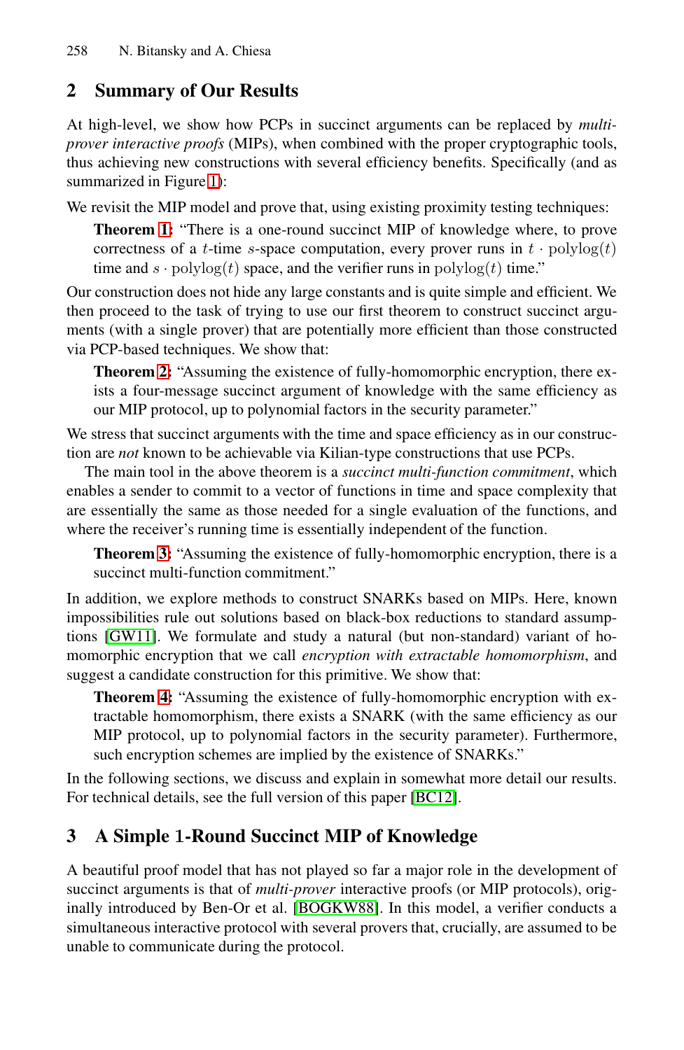## 2 Summary of Our Results

At high-level, we show how PCPs in succinct arguments can be replaced by *multi-prover interactive proofs* (MIPs), when combined with the proper cryptographic tools, thus achieving new constructions with several efficiency benefits. Specifically (and as summarized in Figure 1):

We revisit the MIP model and prove that, using existing proximity testing techniques:

> **Theorem 1:** "There is a one-round succinct MIP of knowledge where, to prove correctness of a $t$-time $s$-space computation, every prover runs in $t \cdot \mathrm{polylog}(t)$ time and $s \cdot \mathrm{polylog}(t)$ space, and the verifier runs in $\mathrm{polylog}(t)$ time."

Our construction does not hide any large constants and is quite simple and efficient. We then proceed to the task of trying to use our first theorem to construct succinct arguments (with a single prover) that are potentially more efficient than those constructed via PCP-based techniques. We show that:

> **Theorem 2:** "Assuming the existence of fully-homomorphic encryption, there exists a four-message succinct argument of knowledge with the same efficiency as our MIP protocol, up to polynomial factors in the security parameter."

We stress that succinct arguments with the time and space efficiency as in our construction are *not* known to be achievable via Kilian-type constructions that use PCPs.

The main tool in the above theorem is a *succinct multi-function commitment*, which enables a sender to commit to a vector of functions in time and space complexity that are essentially the same as those needed for a single evaluation of the functions, and where the receiver's running time is essentially independent of the function.

> **Theorem 3:** "Assuming the existence of fully-homomorphic encryption, there is a succinct multi-function commitment."

In addition, we explore methods to construct SNARKs based on MIPs. Here, known impossibilities rule out solutions based on black-box reductions to standard assumptions [GW11]. We formulate and study a natural (but non-standard) variant of homomorphic encryption that we call *encryption with extractable homomorphism*, and suggest a candidate construction for this primitive. We show that:

> **Theorem 4:** "Assuming the existence of fully-homomorphic encryption with extractable homomorphism, there exists a SNARK (with the same efficiency as our MIP protocol, up to polynomial factors in the security parameter). Furthermore, such encryption schemes are implied by the existence of SNARKs."

In the following sections, we discuss and explain in somewhat more detail our results. For technical details, see the full version of this paper [BC12].

## 3 A Simple 1-Round Succinct MIP of Knowledge

A beautiful proof model that has not played so far a major role in the development of succinct arguments is that of *multi-prover* interactive proofs (or MIP protocols), originally introduced by Ben-Or et al. [BOGKW88]. In this model, a verifier conducts a simultaneous interactive protocol with several provers that, crucially, are assumed to be unable to communicate during the protocol.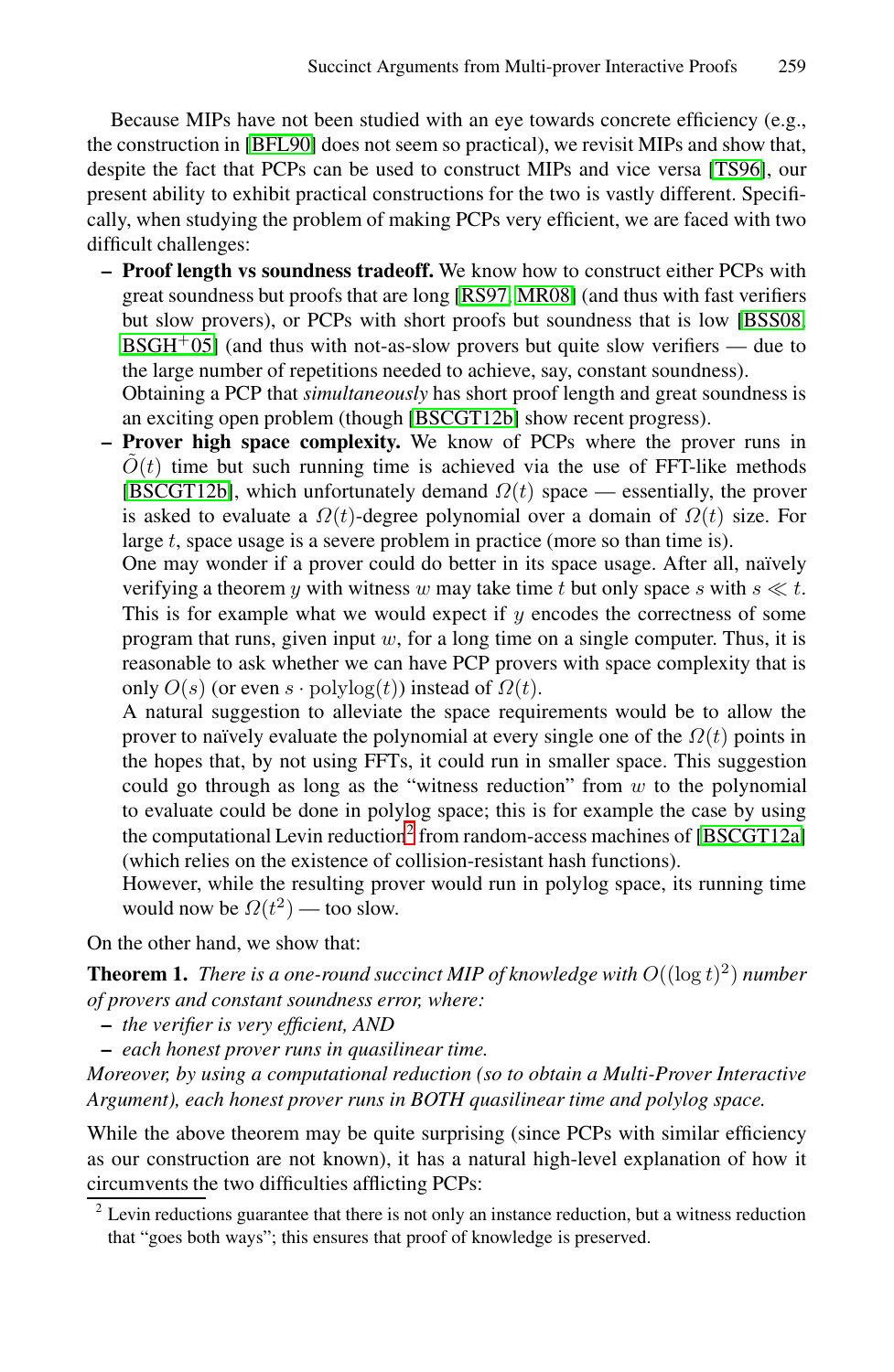Because MIPs have not been studied with an eye towards concrete efficiency (e.g., the construction in [BFL90] does not seem so practical), we revisit MIPs and show that, despite the fact that PCPs can be used to construct MIPs and vice versa [TS96], our present ability to exhibit practical constructions for the two is vastly different. Specifically, when studying the problem of making PCPs very efficient, we are faced with two difficult challenges:

- **Proof length vs soundness tradeoff.** We know how to construct either PCPs with great soundness but proofs that are long [RS97, MR08] (and thus with fast verifiers but slow provers), or PCPs with short proofs but soundness that is low [BSS08, BSGH+05] (and thus with not-as-slow provers but quite slow verifiers — due to the large number of repetitions needed to achieve, say, constant soundness).
  Obtaining a PCP that *simultaneously* has short proof length and great soundness is an exciting open problem (though [BSCGT12b] show recent progress).
- **Prover high space complexity.** We know of PCPs where the prover runs in $\tilde{O}(t)$ time but such running time is achieved via the use of FFT-like methods [BSCGT12b], which unfortunately demand $\Omega(t)$ space — essentially, the prover is asked to evaluate a $\Omega(t)$-degree polynomial over a domain of $\Omega(t)$ size. For large $t$, space usage is a severe problem in practice (more so than time is).
  One may wonder if a prover could do better in its space usage. After all, naïvely verifying a theorem $y$ with witness $w$ may take time $t$ but only space $s$ with $s \ll t$. This is for example what we would expect if $y$ encodes the correctness of some program that runs, given input $w$, for a long time on a single computer. Thus, it is reasonable to ask whether we can have PCP provers with space complexity that is only $O(s)$ (or even $s \cdot \text{polylog}(t)$) instead of $\Omega(t)$.
  A natural suggestion to alleviate the space requirements would be to allow the prover to naïvely evaluate the polynomial at every single one of the $\Omega(t)$ points in the hopes that, by not using FFTs, it could run in smaller space. This suggestion could go through as long as the "witness reduction" from $w$ to the polynomial to evaluate could be done in polylog space; this is for example the case by using the computational Levin reduction[2] from random-access machines of [BSCGT12a] (which relies on the existence of collision-resistant hash functions).
  However, while the resulting prover would run in polylog space, its running time would now be $\Omega(t^2)$ — too slow.

On the other hand, we show that:

**Theorem 1.** *There is a one-round succinct MIP of knowledge with $O((\log t)^2)$ number of provers and constant soundness error, where:*

- *the verifier is very efficient, AND*
- *each honest prover runs in quasilinear time.*

*Moreover, by using a computational reduction (so to obtain a Multi-Prover Interactive Argument), each honest prover runs in BOTH quasilinear time and polylog space.*

While the above theorem may be quite surprising (since PCPs with similar efficiency as our construction are not known), it has a natural high-level explanation of how it circumvents the two difficulties afflicting PCPs:

[2] Levin reductions guarantee that there is not only an instance reduction, but a witness reduction that "goes both ways"; this ensures that proof of knowledge is preserved.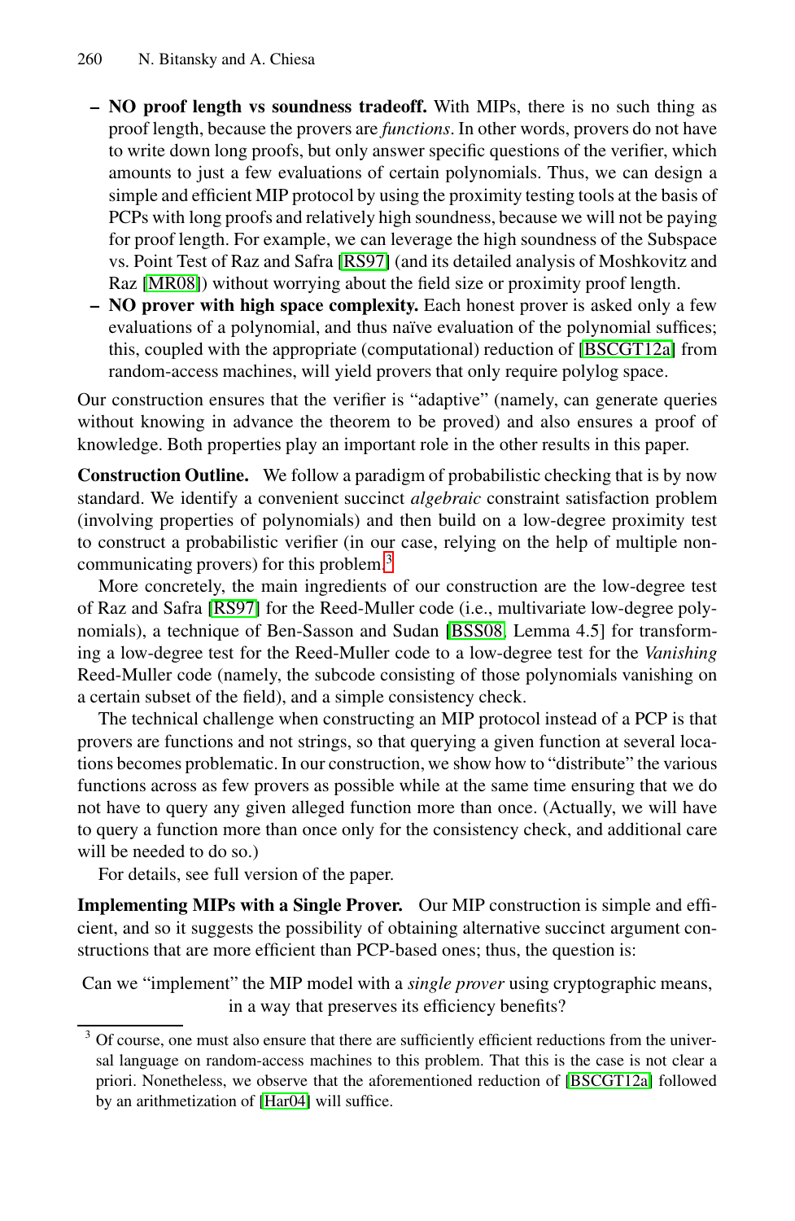- **NO proof length vs soundness tradeoff.** With MIPs, there is no such thing as proof length, because the provers are *functions*. In other words, provers do not have to write down long proofs, but only answer specific questions of the verifier, which amounts to just a few evaluations of certain polynomials. Thus, we can design a simple and efficient MIP protocol by using the proximity testing tools at the basis of PCPs with long proofs and relatively high soundness, because we will not be paying for proof length. For example, we can leverage the high soundness of the Subspace vs. Point Test of Raz and Safra [RS97] (and its detailed analysis of Moshkovitz and Raz [MR08]) without worrying about the field size or proximity proof length.
- **NO prover with high space complexity.** Each honest prover is asked only a few evaluations of a polynomial, and thus naïve evaluation of the polynomial suffices; this, coupled with the appropriate (computational) reduction of [BSCGT12a] from random-access machines, will yield provers that only require polylog space.

Our construction ensures that the verifier is "adaptive" (namely, can generate queries without knowing in advance the theorem to be proved) and also ensures a proof of knowledge. Both properties play an important role in the other results in this paper.

**Construction Outline.** We follow a paradigm of probabilistic checking that is by now standard. We identify a convenient succinct *algebraic* constraint satisfaction problem (involving properties of polynomials) and then build on a low-degree proximity test to construct a probabilistic verifier (in our case, relying on the help of multiple non-communicating provers) for this problem.[3]

More concretely, the main ingredients of our construction are the low-degree test of Raz and Safra [RS97] for the Reed-Muller code (i.e., multivariate low-degree polynomials), a technique of Ben-Sasson and Sudan [BSS08, Lemma 4.5] for transforming a low-degree test for the Reed-Muller code to a low-degree test for the *Vanishing* Reed-Muller code (namely, the subcode consisting of those polynomials vanishing on a certain subset of the field), and a simple consistency check.

The technical challenge when constructing an MIP protocol instead of a PCP is that provers are functions and not strings, so that querying a given function at several locations becomes problematic. In our construction, we show how to "distribute" the various functions across as few provers as possible while at the same time ensuring that we do not have to query any given alleged function more than once. (Actually, we will have to query a function more than once only for the consistency check, and additional care will be needed to do so.)

For details, see full version of the paper.

**Implementing MIPs with a Single Prover.** Our MIP construction is simple and efficient, and so it suggests the possibility of obtaining alternative succinct argument constructions that are more efficient than PCP-based ones; thus, the question is:

Can we "implement" the MIP model with a *single prover* using cryptographic means, in a way that preserves its efficiency benefits?

[3] Of course, one must also ensure that there are sufficiently efficient reductions from the universal language on random-access machines to this problem. That this is the case is not clear a priori. Nonetheless, we observe that the aforementioned reduction of [BSCGT12a] followed by an arithmetization of [Har04] will suffice.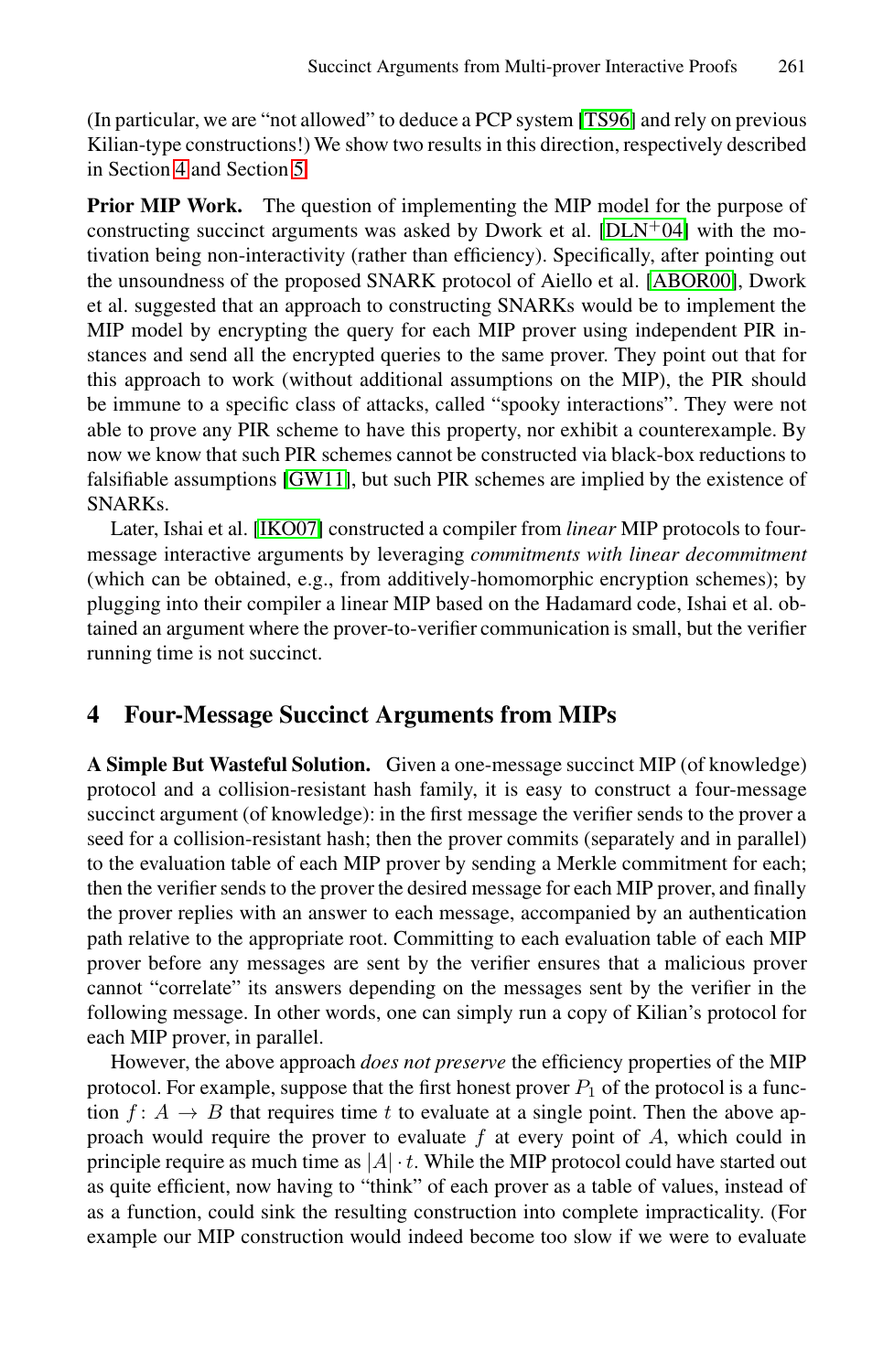(In particular, we are "not allowed" to deduce a PCP system [TS96] and rely on previous Kilian-type constructions!) We show two results in this direction, respectively described in Section 4 and Section 5.

**Prior MIP Work.** The question of implementing the MIP model for the purpose of constructing succinct arguments was asked by Dwork et al. [DLN+04] with the motivation being non-interactivity (rather than efficiency). Specifically, after pointing out the unsoundness of the proposed SNARK protocol of Aiello et al. [ABOR00], Dwork et al. suggested that an approach to constructing SNARKs would be to implement the MIP model by encrypting the query for each MIP prover using independent PIR instances and send all the encrypted queries to the same prover. They point out that for this approach to work (without additional assumptions on the MIP), the PIR should be immune to a specific class of attacks, called "spooky interactions". They were not able to prove any PIR scheme to have this property, nor exhibit a counterexample. By now we know that such PIR schemes cannot be constructed via black-box reductions to falsifiable assumptions [GW11], but such PIR schemes are implied by the existence of SNARKs.

Later, Ishai et al. [IKO07] constructed a compiler from *linear* MIP protocols to four-message interactive arguments by leveraging *commitments with linear decommitment* (which can be obtained, e.g., from additively-homomorphic encryption schemes); by plugging into their compiler a linear MIP based on the Hadamard code, Ishai et al. obtained an argument where the prover-to-verifier communication is small, but the verifier running time is not succinct.

## 4 Four-Message Succinct Arguments from MIPs

**A Simple But Wasteful Solution.** Given a one-message succinct MIP (of knowledge) protocol and a collision-resistant hash family, it is easy to construct a four-message succinct argument (of knowledge): in the first message the verifier sends to the prover a seed for a collision-resistant hash; then the prover commits (separately and in parallel) to the evaluation table of each MIP prover by sending a Merkle commitment for each; then the verifier sends to the prover the desired message for each MIP prover, and finally the prover replies with an answer to each message, accompanied by an authentication path relative to the appropriate root. Committing to each evaluation table of each MIP prover before any messages are sent by the verifier ensures that a malicious prover cannot "correlate" its answers depending on the messages sent by the verifier in the following message. In other words, one can simply run a copy of Kilian's protocol for each MIP prover, in parallel.

However, the above approach *does not preserve* the efficiency properties of the MIP protocol. For example, suppose that the first honest prover $P_1$ of the protocol is a function $f: A \to B$ that requires time $t$ to evaluate at a single point. Then the above approach would require the prover to evaluate $f$ at every point of $A$, which could in principle require as much time as $|A| \cdot t$. While the MIP protocol could have started out as quite efficient, now having to "think" of each prover as a table of values, instead of as a function, could sink the resulting construction into complete impracticality. (For example our MIP construction would indeed become too slow if we were to evaluate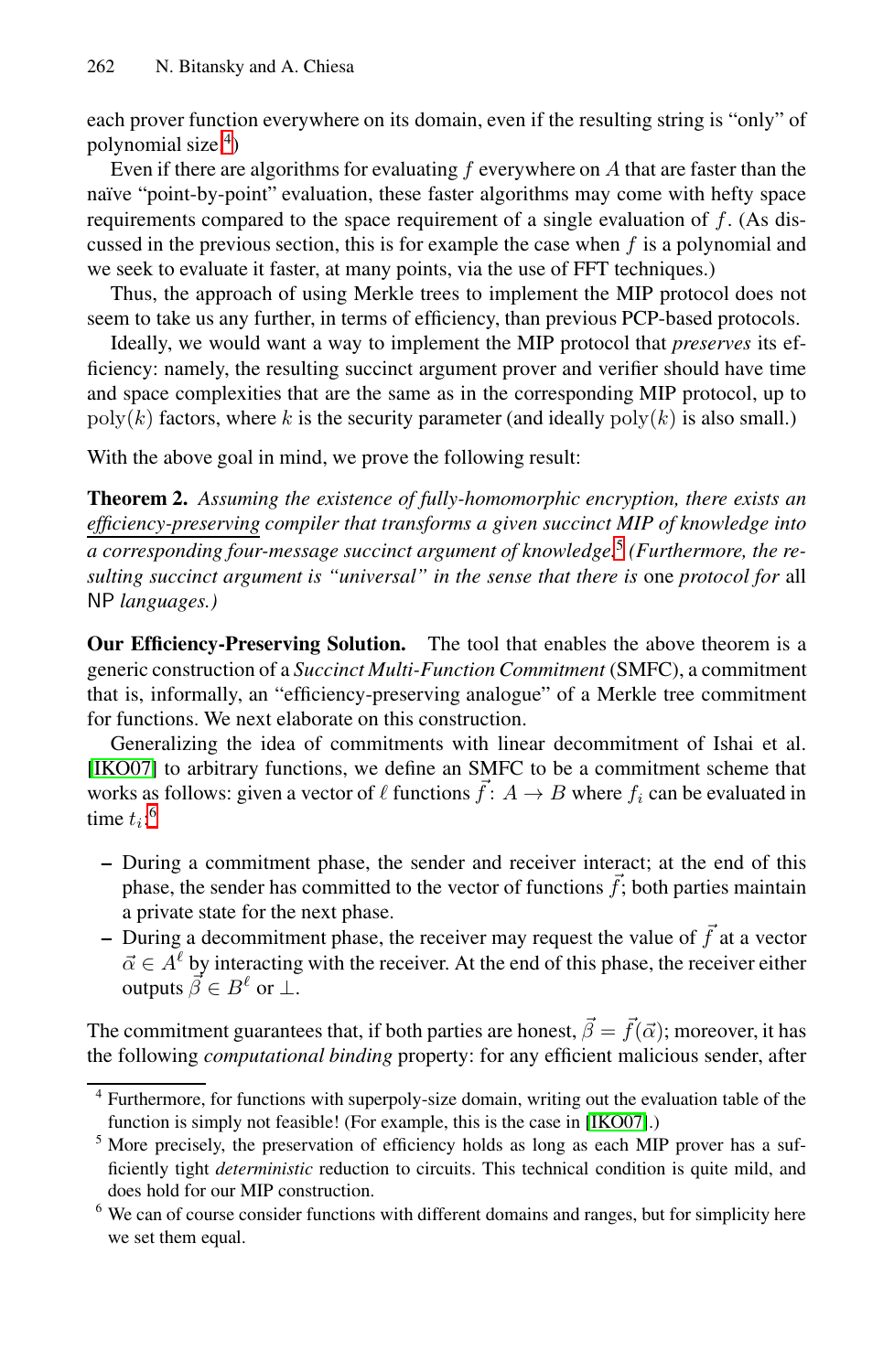each prover function everywhere on its domain, even if the resulting string is "only" of polynomial size.[4])

Even if there are algorithms for evaluating $f$ everywhere on $A$ that are faster than the naïve "point-by-point" evaluation, these faster algorithms may come with hefty space requirements compared to the space requirement of a single evaluation of $f$. (As discussed in the previous section, this is for example the case when $f$ is a polynomial and we seek to evaluate it faster, at many points, via the use of FFT techniques.)

Thus, the approach of using Merkle trees to implement the MIP protocol does not seem to take us any further, in terms of efficiency, than previous PCP-based protocols.

Ideally, we would want a way to implement the MIP protocol that *preserves* its efficiency: namely, the resulting succinct argument prover and verifier should have time and space complexities that are the same as in the corresponding MIP protocol, up to $\mathrm{poly}(k)$ factors, where $k$ is the security parameter (and ideally $\mathrm{poly}(k)$ is also small.)

With the above goal in mind, we prove the following result:

**Theorem 2.** *Assuming the existence of fully-homomorphic encryption, there exists an efficiency-preserving compiler that transforms a given succinct MIP of knowledge into a corresponding four-message succinct argument of knowledge.*[5] *(Furthermore, the resulting succinct argument is "universal" in the sense that there is* one *protocol for* all NP *languages.)*

**Our Efficiency-Preserving Solution.** The tool that enables the above theorem is a generic construction of a *Succinct Multi-Function Commitment* (SMFC), a commitment that is, informally, an "efficiency-preserving analogue" of a Merkle tree commitment for functions. We next elaborate on this construction.

Generalizing the idea of commitments with linear decommitment of Ishai et al. [IKO07] to arbitrary functions, we define an SMFC to be a commitment scheme that works as follows: given a vector of $\ell$ functions $\vec{f}\colon A \to B$ where $f_i$ can be evaluated in time $t_i$:[6]

- During a commitment phase, the sender and receiver interact; at the end of this phase, the sender has committed to the vector of functions $\vec{f}$; both parties maintain a private state for the next phase.
- During a decommitment phase, the receiver may request the value of $\vec{f}$ at a vector $\vec{\alpha} \in A^{\ell}$ by interacting with the receiver. At the end of this phase, the receiver either outputs $\vec{\beta} \in B^{\ell}$ or $\perp$.

The commitment guarantees that, if both parties are honest, $\vec{\beta} = \vec{f}(\vec{\alpha})$; moreover, it has the following *computational binding* property: for any efficient malicious sender, after

[4] Furthermore, for functions with superpoly-size domain, writing out the evaluation table of the function is simply not feasible! (For example, this is the case in [IKO07].)

[5] More precisely, the preservation of efficiency holds as long as each MIP prover has a sufficiently tight *deterministic* reduction to circuits. This technical condition is quite mild, and does hold for our MIP construction.

[6] We can of course consider functions with different domains and ranges, but for simplicity here we set them equal.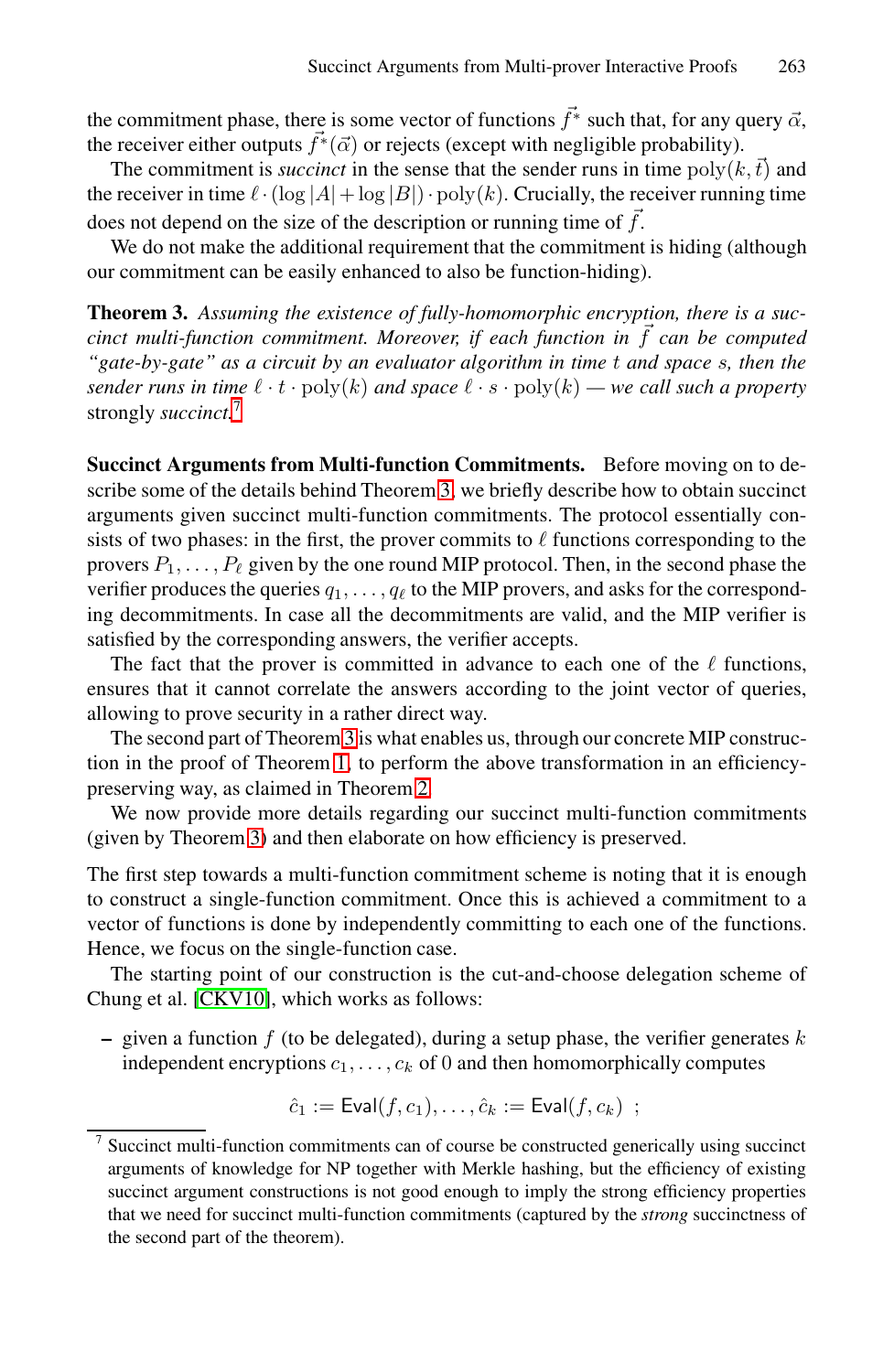the commitment phase, there is some vector of functions $\vec{f}^*$ such that, for any query $\vec{\alpha}$, the receiver either outputs $\vec{f}^*(\vec{\alpha})$ or rejects (except with negligible probability).

The commitment is *succinct* in the sense that the sender runs in time $\mathrm{poly}(k, \vec{t})$ and the receiver in time $\ell \cdot (\log |A| + \log |B|) \cdot \mathrm{poly}(k)$. Crucially, the receiver running time does not depend on the size of the description or running time of $\vec{f}$.

We do not make the additional requirement that the commitment is hiding (although our commitment can be easily enhanced to also be function-hiding).

**Theorem 3.** *Assuming the existence of fully-homomorphic encryption, there is a succinct multi-function commitment. Moreover, if each function in $\vec{f}$ can be computed "gate-by-gate" as a circuit by an evaluator algorithm in time $t$ and space $s$, then the sender runs in time $\ell \cdot t \cdot \mathrm{poly}(k)$ and space $\ell \cdot s \cdot \mathrm{poly}(k)$ — we call such a property* strongly *succinct.*[7]

**Succinct Arguments from Multi-function Commitments.** Before moving on to describe some of the details behind Theorem 3, we briefly describe how to obtain succinct arguments given succinct multi-function commitments. The protocol essentially consists of two phases: in the first, the prover commits to $\ell$ functions corresponding to the provers $P_1, \ldots, P_\ell$ given by the one round MIP protocol. Then, in the second phase the verifier produces the queries $q_1, \ldots, q_\ell$ to the MIP provers, and asks for the corresponding decommitments. In case all the decommitments are valid, and the MIP verifier is satisfied by the corresponding answers, the verifier accepts.

The fact that the prover is committed in advance to each one of the $\ell$ functions, ensures that it cannot correlate the answers according to the joint vector of queries, allowing to prove security in a rather direct way.

The second part of Theorem 3 is what enables us, through our concrete MIP construction in the proof of Theorem 1, to perform the above transformation in an efficiency-preserving way, as claimed in Theorem 2.

We now provide more details regarding our succinct multi-function commitments (given by Theorem 3) and then elaborate on how efficiency is preserved.

The first step towards a multi-function commitment scheme is noting that it is enough to construct a single-function commitment. Once this is achieved a commitment to a vector of functions is done by independently committing to each one of the functions. Hence, we focus on the single-function case.

The starting point of our construction is the cut-and-choose delegation scheme of Chung et al. [CKV10], which works as follows:

– given a function $f$ (to be delegated), during a setup phase, the verifier generates $k$ independent encryptions $c_1, \ldots, c_k$ of 0 and then homomorphically computes

$$\hat{c}_1 := \mathsf{Eval}(f, c_1), \ldots, \hat{c}_k := \mathsf{Eval}(f, c_k) \ ;$$

[7] Succinct multi-function commitments can of course be constructed generically using succinct arguments of knowledge for NP together with Merkle hashing, but the efficiency of existing succinct argument constructions is not good enough to imply the strong efficiency properties that we need for succinct multi-function commitments (captured by the *strong* succinctness of the second part of the theorem).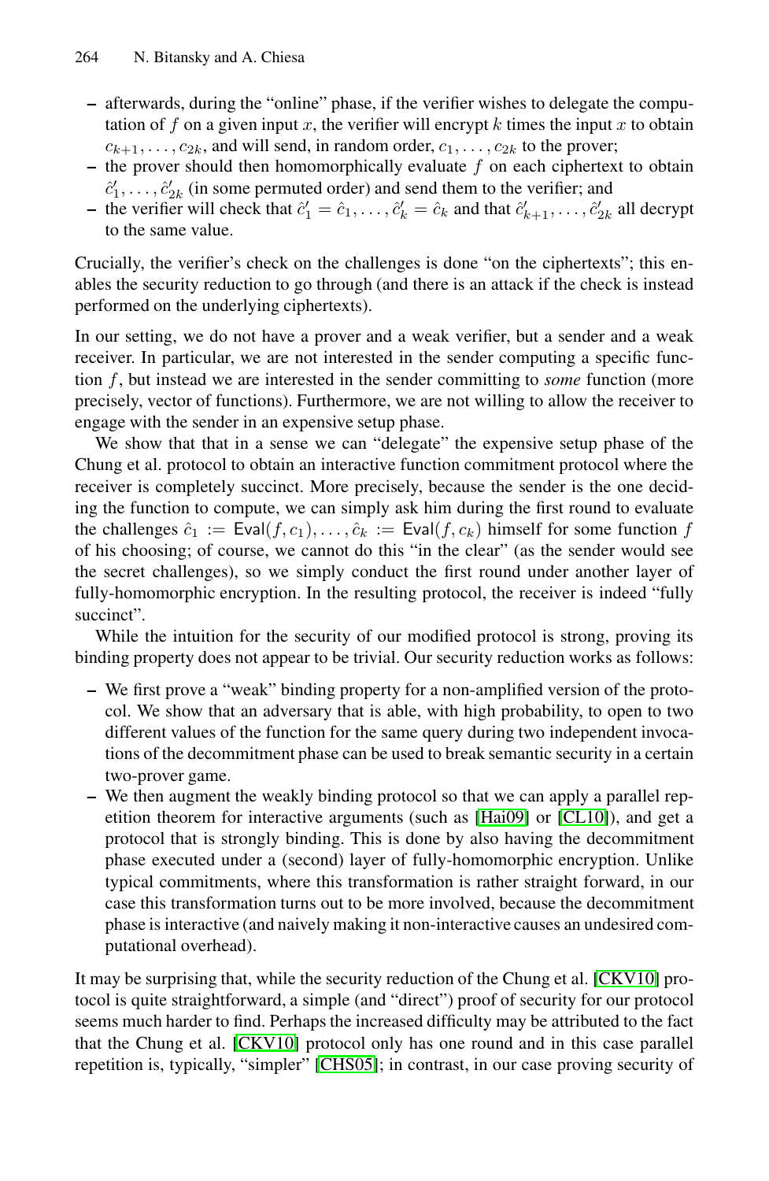- afterwards, during the "online" phase, if the verifier wishes to delegate the computation of $f$ on a given input $x$, the verifier will encrypt $k$ times the input $x$ to obtain $c_{k+1}, \ldots, c_{2k}$, and will send, in random order, $c_1, \ldots, c_{2k}$ to the prover;
- the prover should then homomorphically evaluate $f$ on each ciphertext to obtain $\hat{c}'_1, \ldots, \hat{c}'_{2k}$ (in some permuted order) and send them to the verifier; and
- the verifier will check that $\hat{c}'_1 = \hat{c}_1, \ldots, \hat{c}'_k = \hat{c}_k$ and that $\hat{c}'_{k+1}, \ldots, \hat{c}'_{2k}$ all decrypt to the same value.

Crucially, the verifier's check on the challenges is done "on the ciphertexts"; this enables the security reduction to go through (and there is an attack if the check is instead performed on the underlying ciphertexts).

In our setting, we do not have a prover and a weak verifier, but a sender and a weak receiver. In particular, we are not interested in the sender computing a specific function $f$, but instead we are interested in the sender committing to *some* function (more precisely, vector of functions). Furthermore, we are not willing to allow the receiver to engage with the sender in an expensive setup phase.

We show that that in a sense we can "delegate" the expensive setup phase of the Chung et al. protocol to obtain an interactive function commitment protocol where the receiver is completely succinct. More precisely, because the sender is the one deciding the function to compute, we can simply ask him during the first round to evaluate the challenges $\hat{c}_1 := \mathsf{Eval}(f, c_1), \ldots, \hat{c}_k := \mathsf{Eval}(f, c_k)$ himself for some function $f$ of his choosing; of course, we cannot do this "in the clear" (as the sender would see the secret challenges), so we simply conduct the first round under another layer of fully-homomorphic encryption. In the resulting protocol, the receiver is indeed "fully succinct".

While the intuition for the security of our modified protocol is strong, proving its binding property does not appear to be trivial. Our security reduction works as follows:

- We first prove a "weak" binding property for a non-amplified version of the protocol. We show that an adversary that is able, with high probability, to open to two different values of the function for the same query during two independent invocations of the decommitment phase can be used to break semantic security in a certain two-prover game.
- We then augment the weakly binding protocol so that we can apply a parallel repetition theorem for interactive arguments (such as [Hai09] or [CL10]), and get a protocol that is strongly binding. This is done by also having the decommitment phase executed under a (second) layer of fully-homomorphic encryption. Unlike typical commitments, where this transformation is rather straight forward, in our case this transformation turns out to be more involved, because the decommitment phase is interactive (and naively making it non-interactive causes an undesired computational overhead).

It may be surprising that, while the security reduction of the Chung et al. [CKV10] protocol is quite straightforward, a simple (and "direct") proof of security for our protocol seems much harder to find. Perhaps the increased difficulty may be attributed to the fact that the Chung et al. [CKV10] protocol only has one round and in this case parallel repetition is, typically, "simpler" [CHS05]; in contrast, in our case proving security of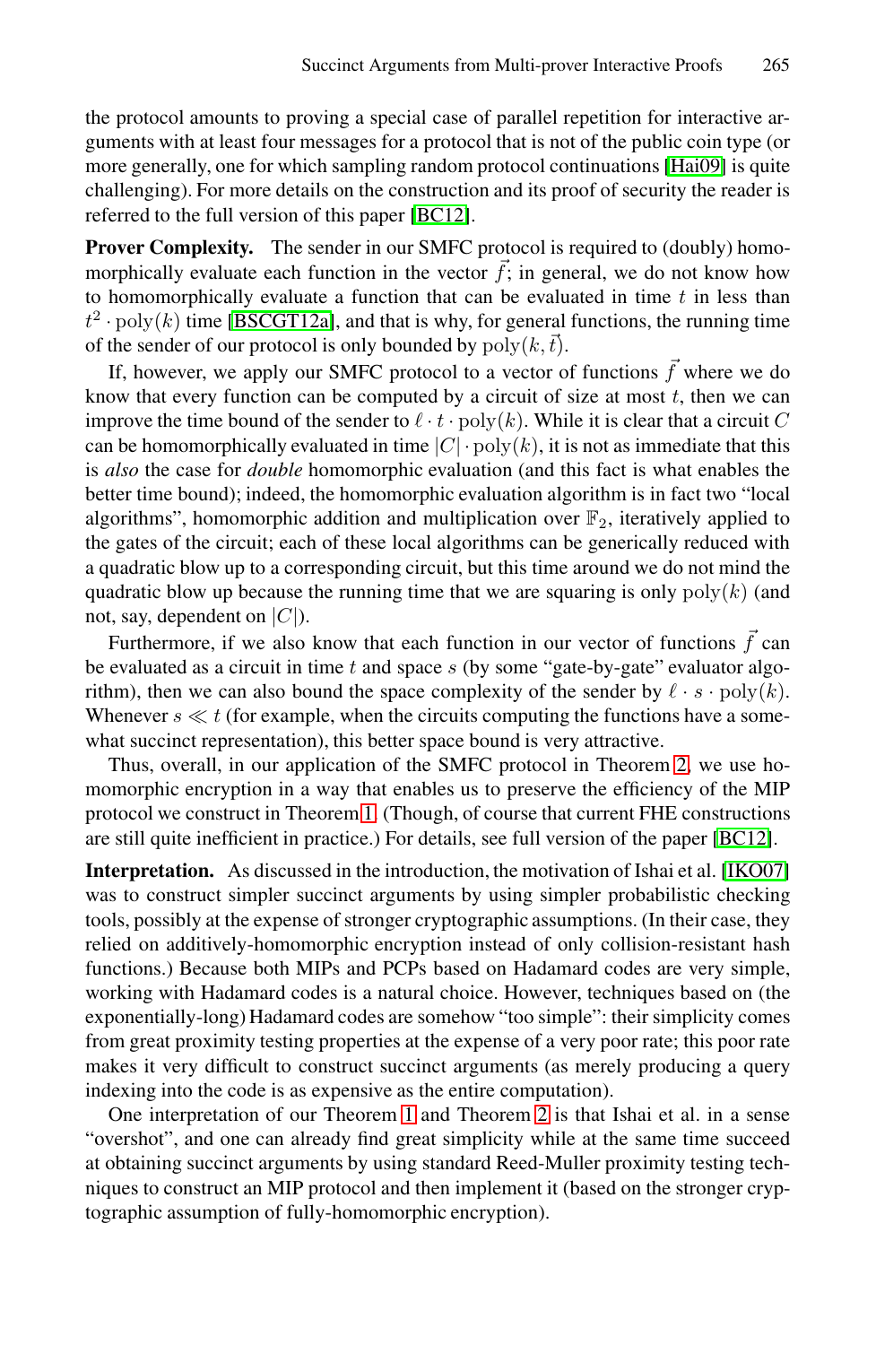the protocol amounts to proving a special case of parallel repetition for interactive arguments with at least four messages for a protocol that is not of the public coin type (or more generally, one for which sampling random protocol continuations [Hai09] is quite challenging). For more details on the construction and its proof of security the reader is referred to the full version of this paper [BC12].

**Prover Complexity.** The sender in our SMFC protocol is required to (doubly) homomorphically evaluate each function in the vector $\vec{f}$; in general, we do not know how to homomorphically evaluate a function that can be evaluated in time $t$ in less than $t^2 \cdot \mathrm{poly}(k)$ time [BSCGT12a], and that is why, for general functions, the running time of the sender of our protocol is only bounded by $\mathrm{poly}(k, \vec{t})$.

If, however, we apply our SMFC protocol to a vector of functions $\vec{f}$ where we do know that every function can be computed by a circuit of size at most $t$, then we can improve the time bound of the sender to $\ell \cdot t \cdot \mathrm{poly}(k)$. While it is clear that a circuit $C$ can be homomorphically evaluated in time $|C| \cdot \mathrm{poly}(k)$, it is not as immediate that this is *also* the case for *double* homomorphic evaluation (and this fact is what enables the better time bound); indeed, the homomorphic evaluation algorithm is in fact two "local algorithms", homomorphic addition and multiplication over $\mathbb{F}_2$, iteratively applied to the gates of the circuit; each of these local algorithms can be generically reduced with a quadratic blow up to a corresponding circuit, but this time around we do not mind the quadratic blow up because the running time that we are squaring is only $\mathrm{poly}(k)$ (and not, say, dependent on $|C|$).

Furthermore, if we also know that each function in our vector of functions $\vec{f}$ can be evaluated as a circuit in time $t$ and space $s$ (by some "gate-by-gate" evaluator algorithm), then we can also bound the space complexity of the sender by $\ell \cdot s \cdot \mathrm{poly}(k)$. Whenever $s \ll t$ (for example, when the circuits computing the functions have a somewhat succinct representation), this better space bound is very attractive.

Thus, overall, in our application of the SMFC protocol in Theorem 2, we use homomorphic encryption in a way that enables us to preserve the efficiency of the MIP protocol we construct in Theorem 1. (Though, of course that current FHE constructions are still quite inefficient in practice.) For details, see full version of the paper [BC12].

**Interpretation.** As discussed in the introduction, the motivation of Ishai et al. [IKO07] was to construct simpler succinct arguments by using simpler probabilistic checking tools, possibly at the expense of stronger cryptographic assumptions. (In their case, they relied on additively-homomorphic encryption instead of only collision-resistant hash functions.) Because both MIPs and PCPs based on Hadamard codes are very simple, working with Hadamard codes is a natural choice. However, techniques based on (the exponentially-long) Hadamard codes are somehow "too simple": their simplicity comes from great proximity testing properties at the expense of a very poor rate; this poor rate makes it very difficult to construct succinct arguments (as merely producing a query indexing into the code is as expensive as the entire computation).

One interpretation of our Theorem 1 and Theorem 2 is that Ishai et al. in a sense "overshot", and one can already find great simplicity while at the same time succeed at obtaining succinct arguments by using standard Reed-Muller proximity testing techniques to construct an MIP protocol and then implement it (based on the stronger cryptographic assumption of fully-homomorphic encryption).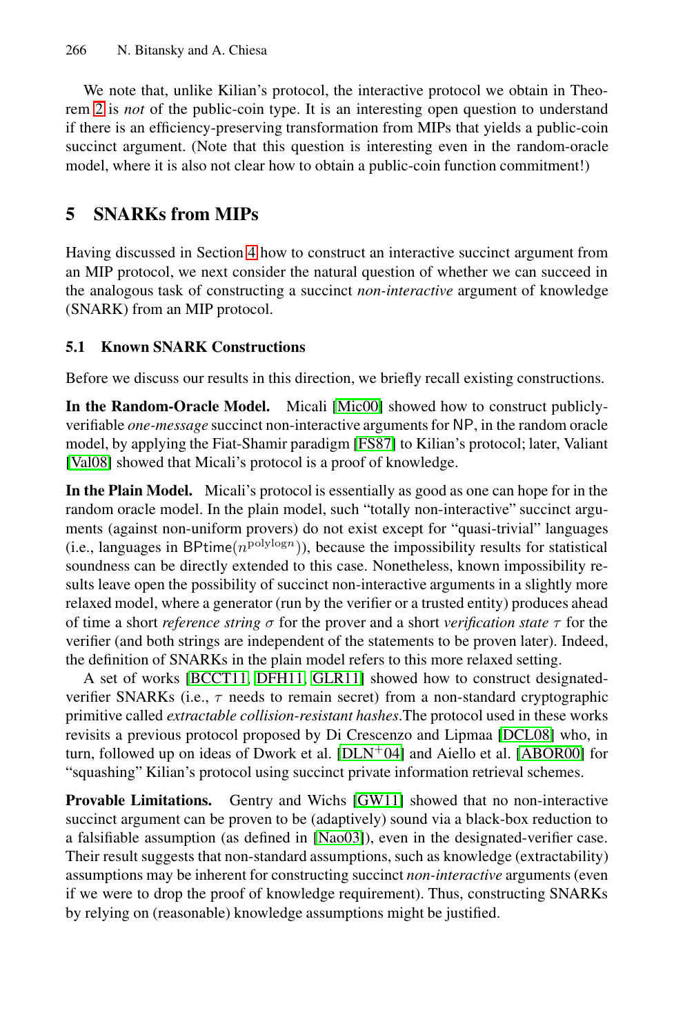We note that, unlike Kilian's protocol, the interactive protocol we obtain in Theorem 2 is *not* of the public-coin type. It is an interesting open question to understand if there is an efficiency-preserving transformation from MIPs that yields a public-coin succinct argument. (Note that this question is interesting even in the random-oracle model, where it is also not clear how to obtain a public-coin function commitment!)

## 5 SNARKs from MIPs

Having discussed in Section 4 how to construct an interactive succinct argument from an MIP protocol, we next consider the natural question of whether we can succeed in the analogous task of constructing a succinct *non-interactive* argument of knowledge (SNARK) from an MIP protocol.

### 5.1 Known SNARK Constructions

Before we discuss our results in this direction, we briefly recall existing constructions.

**In the Random-Oracle Model.** Micali [Mic00] showed how to construct publicly-verifiable *one-message* succinct non-interactive arguments for $\mathsf{NP}$, in the random oracle model, by applying the Fiat-Shamir paradigm [FS87] to Kilian's protocol; later, Valiant [Val08] showed that Micali's protocol is a proof of knowledge.

**In the Plain Model.** Micali's protocol is essentially as good as one can hope for in the random oracle model. In the plain model, such "totally non-interactive" succinct arguments (against non-uniform provers) do not exist except for "quasi-trivial" languages (i.e., languages in $\mathsf{BPtime}(n^{\mathrm{polylog} n})$), because the impossibility results for statistical soundness can be directly extended to this case. Nonetheless, known impossibility results leave open the possibility of succinct non-interactive arguments in a slightly more relaxed model, where a generator (run by the verifier or a trusted entity) produces ahead of time a short *reference string* $\sigma$ for the prover and a short *verification state* $\tau$ for the verifier (and both strings are independent of the statements to be proven later). Indeed, the definition of SNARKs in the plain model refers to this more relaxed setting.

A set of works [BCCT11, DFH11, GLR11] showed how to construct designated-verifier SNARKs (i.e., $\tau$ needs to remain secret) from a non-standard cryptographic primitive called *extractable collision-resistant hashes*.The protocol used in these works revisits a previous protocol proposed by Di Crescenzo and Lipmaa [DCL08] who, in turn, followed up on ideas of Dwork et al. [DLN$^+$04] and Aiello et al. [ABOR00] for "squashing" Kilian's protocol using succinct private information retrieval schemes.

**Provable Limitations.** Gentry and Wichs [GW11] showed that no non-interactive succinct argument can be proven to be (adaptively) sound via a black-box reduction to a falsifiable assumption (as defined in [Nao03]), even in the designated-verifier case. Their result suggests that non-standard assumptions, such as knowledge (extractability) assumptions may be inherent for constructing succinct *non-interactive* arguments (even if we were to drop the proof of knowledge requirement). Thus, constructing SNARKs by relying on (reasonable) knowledge assumptions might be justified.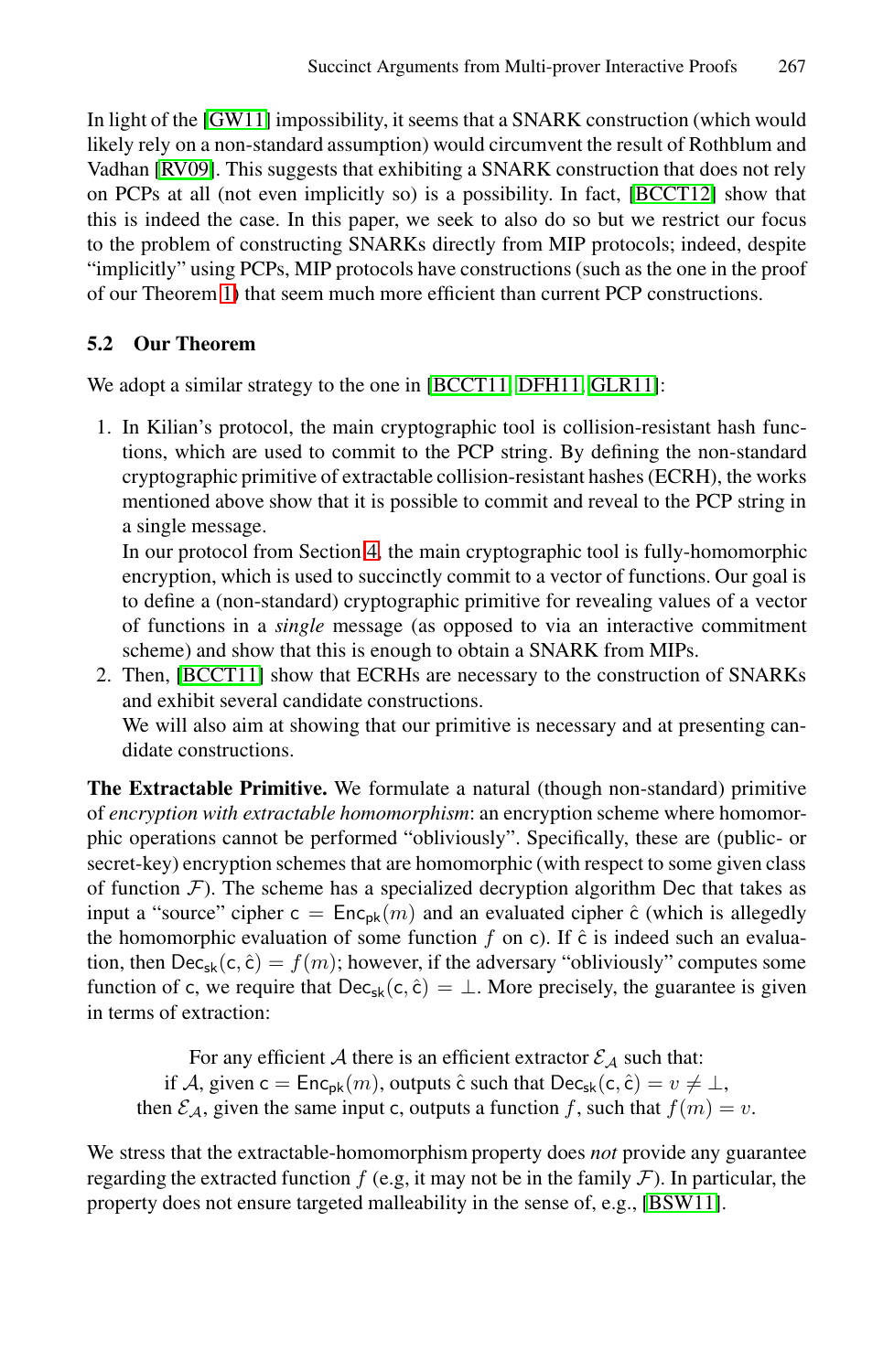In light of the [GW11] impossibility, it seems that a SNARK construction (which would likely rely on a non-standard assumption) would circumvent the result of Rothblum and Vadhan [RV09]. This suggests that exhibiting a SNARK construction that does not rely on PCPs at all (not even implicitly so) is a possibility. In fact, [BCCT12] show that this is indeed the case. In this paper, we seek to also do so but we restrict our focus to the problem of constructing SNARKs directly from MIP protocols; indeed, despite "implicitly" using PCPs, MIP protocols have constructions (such as the one in the proof of our Theorem 1) that seem much more efficient than current PCP constructions.

### 5.2 Our Theorem

We adopt a similar strategy to the one in [BCCT11, DFH11, GLR11]:

1. In Kilian's protocol, the main cryptographic tool is collision-resistant hash functions, which are used to commit to the PCP string. By defining the non-standard cryptographic primitive of extractable collision-resistant hashes (ECRH), the works mentioned above show that it is possible to commit and reveal to the PCP string in a single message.
   In our protocol from Section 4, the main cryptographic tool is fully-homomorphic encryption, which is used to succinctly commit to a vector of functions. Our goal is to define a (non-standard) cryptographic primitive for revealing values of a vector of functions in a *single* message (as opposed to via an interactive commitment scheme) and show that this is enough to obtain a SNARK from MIPs.
2. Then, [BCCT11] show that ECRHs are necessary to the construction of SNARKs and exhibit several candidate constructions.
   We will also aim at showing that our primitive is necessary and at presenting candidate constructions.

**The Extractable Primitive.** We formulate a natural (though non-standard) primitive of *encryption with extractable homomorphism*: an encryption scheme where homomorphic operations cannot be performed "obliviously". Specifically, these are (public- or secret-key) encryption schemes that are homomorphic (with respect to some given class of function $\mathcal{F}$). The scheme has a specialized decryption algorithm $\mathsf{Dec}$ that takes as input a "source" cipher $\mathsf{c} = \mathsf{Enc}_{\mathsf{pk}}(m)$ and an evaluated cipher $\hat{\mathsf{c}}$ (which is allegedly the homomorphic evaluation of some function $f$ on $\mathsf{c}$). If $\hat{\mathsf{c}}$ is indeed such an evaluation, then $\mathsf{Dec}_{\mathsf{sk}}(\mathsf{c}, \hat{\mathsf{c}}) = f(m)$; however, if the adversary "obliviously" computes some function of $\mathsf{c}$, we require that $\mathsf{Dec}_{\mathsf{sk}}(\mathsf{c}, \hat{\mathsf{c}}) = \perp$. More precisely, the guarantee is given in terms of extraction:

For any efficient $\mathcal{A}$ there is an efficient extractor $\mathcal{E}_{\mathcal{A}}$ such that:
if $\mathcal{A}$, given $\mathsf{c} = \mathsf{Enc}_{\mathsf{pk}}(m)$, outputs $\hat{\mathsf{c}}$ such that $\mathsf{Dec}_{\mathsf{sk}}(\mathsf{c}, \hat{\mathsf{c}}) = v \neq \perp$,
then $\mathcal{E}_{\mathcal{A}}$, given the same input $\mathsf{c}$, outputs a function $f$, such that $f(m) = v$.

We stress that the extractable-homomorphism property does *not* provide any guarantee regarding the extracted function $f$ (e.g, it may not be in the family $\mathcal{F}$). In particular, the property does not ensure targeted malleability in the sense of, e.g., [BSW11].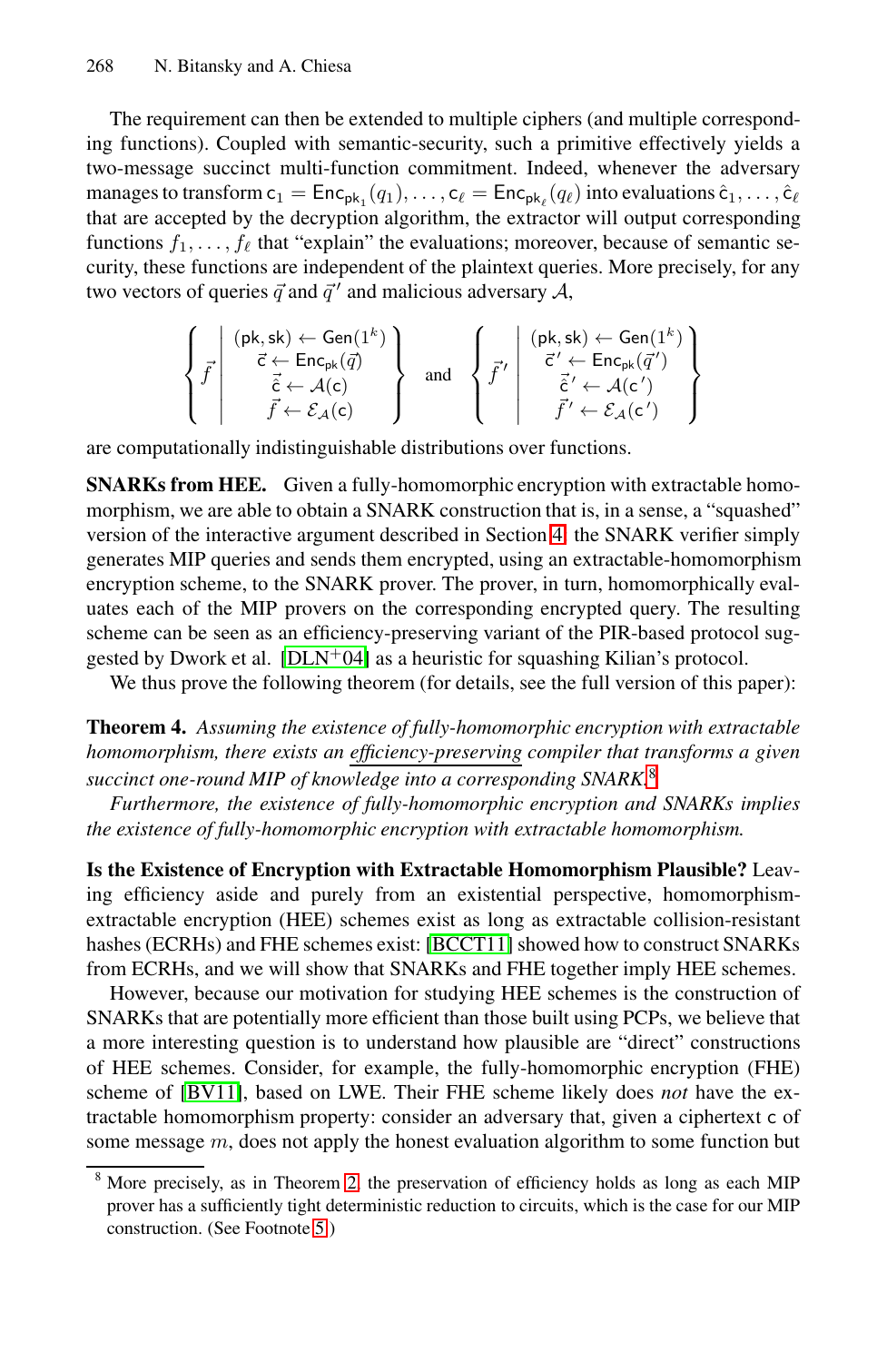The requirement can then be extended to multiple ciphers (and multiple corresponding functions). Coupled with semantic-security, such a primitive effectively yields a two-message succinct multi-function commitment. Indeed, whenever the adversary manages to transform $\mathsf{c}_1 = \mathsf{Enc}_{\mathsf{pk}_1}(q_1), \ldots, \mathsf{c}_\ell = \mathsf{Enc}_{\mathsf{pk}_\ell}(q_\ell)$ into evaluations $\hat{\mathsf{c}}_1, \ldots, \hat{\mathsf{c}}_\ell$ that are accepted by the decryption algorithm, the extractor will output corresponding functions $f_1, \ldots, f_\ell$ that "explain" the evaluations; moreover, because of semantic security, these functions are independent of the plaintext queries. More precisely, for any two vectors of queries $\vec{q}$ and $\vec{q}\,'$ and malicious adversary $\mathcal{A}$,

$$\left\{ \vec{f} \;\middle|\; \begin{array}{c} (\mathsf{pk}, \mathsf{sk}) \leftarrow \mathsf{Gen}(1^k) \\ \vec{\mathsf{c}} \leftarrow \mathsf{Enc}_{\mathsf{pk}}(\vec{q}) \\ \vec{\hat{\mathsf{c}}} \leftarrow \mathcal{A}(\mathsf{c}) \\ \vec{f} \leftarrow \mathcal{E}_{\mathcal{A}}(\mathsf{c}) \end{array} \right\} \quad \text{and} \quad \left\{ \vec{f}\,' \;\middle|\; \begin{array}{c} (\mathsf{pk}, \mathsf{sk}) \leftarrow \mathsf{Gen}(1^k) \\ \vec{\mathsf{c}}\,' \leftarrow \mathsf{Enc}_{\mathsf{pk}}(\vec{q}\,') \\ \vec{\hat{\mathsf{c}}}\,' \leftarrow \mathcal{A}(\mathsf{c}\,') \\ \vec{f}\,' \leftarrow \mathcal{E}_{\mathcal{A}}(\mathsf{c}\,') \end{array} \right\}$$

are computationally indistinguishable distributions over functions.

**SNARKs from HEE.** Given a fully-homomorphic encryption with extractable homomorphism, we are able to obtain a SNARK construction that is, in a sense, a "squashed" version of the interactive argument described in Section 4: the SNARK verifier simply generates MIP queries and sends them encrypted, using an extractable-homomorphism encryption scheme, to the SNARK prover. The prover, in turn, homomorphically evaluates each of the MIP provers on the corresponding encrypted query. The resulting scheme can be seen as an efficiency-preserving variant of the PIR-based protocol suggested by Dwork et al. [DLN+04] as a heuristic for squashing Kilian's protocol.

We thus prove the following theorem (for details, see the full version of this paper):

**Theorem 4.** *Assuming the existence of fully-homomorphic encryption with extractable homomorphism, there exists an* <u>*efficiency-preserving*</u> *compiler that transforms a given succinct one-round MIP of knowledge into a corresponding SNARK.*[8]

*Furthermore, the existence of fully-homomorphic encryption and SNARKs implies the existence of fully-homomorphic encryption with extractable homomorphism.*

**Is the Existence of Encryption with Extractable Homomorphism Plausible?** Leaving efficiency aside and purely from an existential perspective, homomorphism-extractable encryption (HEE) schemes exist as long as extractable collision-resistant hashes (ECRHs) and FHE schemes exist: [BCCT11] showed how to construct SNARKs from ECRHs, and we will show that SNARKs and FHE together imply HEE schemes.

However, because our motivation for studying HEE schemes is the construction of SNARKs that are potentially more efficient than those built using PCPs, we believe that a more interesting question is to understand how plausible are "direct" constructions of HEE schemes. Consider, for example, the fully-homomorphic encryption (FHE) scheme of [BV11], based on LWE. Their FHE scheme likely does *not* have the extractable homomorphism property: consider an adversary that, given a ciphertext c of some message $m$, does not apply the honest evaluation algorithm to some function but

---

[8] More precisely, as in Theorem 2, the preservation of efficiency holds as long as each MIP prover has a sufficiently tight deterministic reduction to circuits, which is the case for our MIP construction. (See Footnote 5.)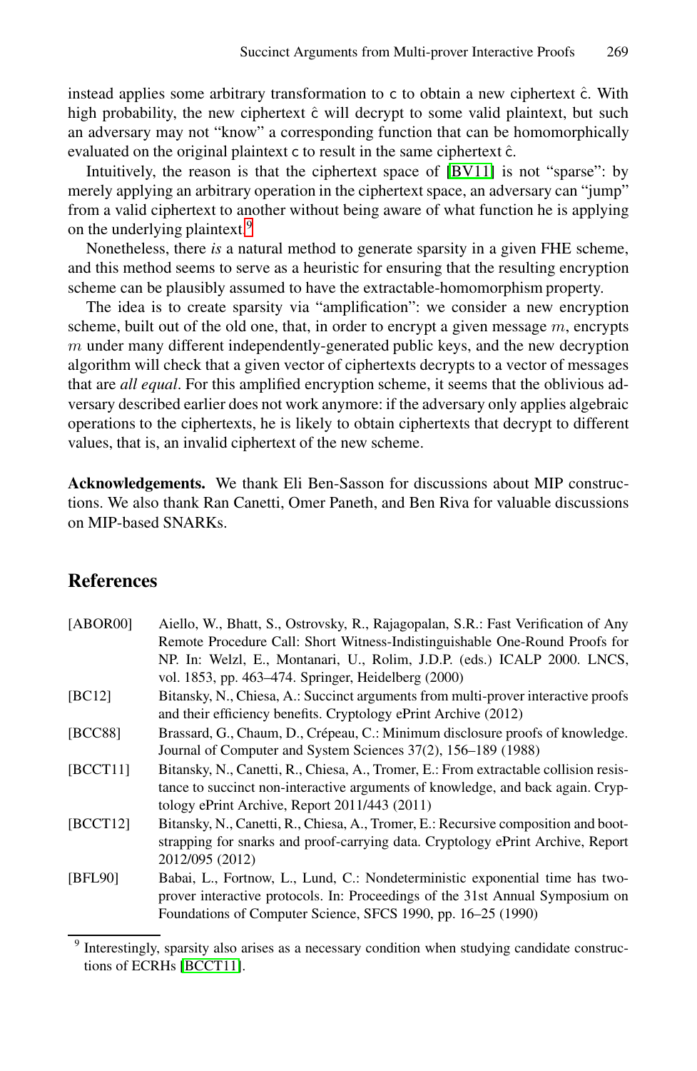instead applies some arbitrary transformation to $\mathsf{c}$ to obtain a new ciphertext $\hat{\mathsf{c}}$. With high probability, the new ciphertext $\hat{\mathsf{c}}$ will decrypt to some valid plaintext, but such an adversary may not "know" a corresponding function that can be homomorphically evaluated on the original plaintext $\mathsf{c}$ to result in the same ciphertext $\hat{\mathsf{c}}$.

Intuitively, the reason is that the ciphertext space of [BV11] is not "sparse": by merely applying an arbitrary operation in the ciphertext space, an adversary can "jump" from a valid ciphertext to another without being aware of what function he is applying on the underlying plaintext.[9]

Nonetheless, there *is* a natural method to generate sparsity in a given FHE scheme, and this method seems to serve as a heuristic for ensuring that the resulting encryption scheme can be plausibly assumed to have the extractable-homomorphism property.

The idea is to create sparsity via "amplification": we consider a new encryption scheme, built out of the old one, that, in order to encrypt a given message $m$, encrypts $m$ under many different independently-generated public keys, and the new decryption algorithm will check that a given vector of ciphertexts decrypts to a vector of messages that are *all equal*. For this amplified encryption scheme, it seems that the oblivious adversary described earlier does not work anymore: if the adversary only applies algebraic operations to the ciphertexts, he is likely to obtain ciphertexts that decrypt to different values, that is, an invalid ciphertext of the new scheme.

**Acknowledgements.** We thank Eli Ben-Sasson for discussions about MIP constructions. We also thank Ran Canetti, Omer Paneth, and Ben Riva for valuable discussions on MIP-based SNARKs.

## References

[ABOR00] Aiello, W., Bhatt, S., Ostrovsky, R., Rajagopalan, S.R.: Fast Verification of Any Remote Procedure Call: Short Witness-Indistinguishable One-Round Proofs for NP. In: Welzl, E., Montanari, U., Rolim, J.D.P. (eds.) ICALP 2000. LNCS, vol. 1853, pp. 463–474. Springer, Heidelberg (2000)

[BC12] Bitansky, N., Chiesa, A.: Succinct arguments from multi-prover interactive proofs and their efficiency benefits. Cryptology ePrint Archive (2012)

[BCC88] Brassard, G., Chaum, D., Crépeau, C.: Minimum disclosure proofs of knowledge. Journal of Computer and System Sciences 37(2), 156–189 (1988)

[BCCT11] Bitansky, N., Canetti, R., Chiesa, A., Tromer, E.: From extractable collision resistance to succinct non-interactive arguments of knowledge, and back again. Cryptology ePrint Archive, Report 2011/443 (2011)

[BCCT12] Bitansky, N., Canetti, R., Chiesa, A., Tromer, E.: Recursive composition and bootstrapping for snarks and proof-carrying data. Cryptology ePrint Archive, Report 2012/095 (2012)

[BFL90] Babai, L., Fortnow, L., Lund, C.: Nondeterministic exponential time has two-prover interactive protocols. In: Proceedings of the 31st Annual Symposium on Foundations of Computer Science, SFCS 1990, pp. 16–25 (1990)

[9] Interestingly, sparsity also arises as a necessary condition when studying candidate constructions of ECRHs [BCCT11].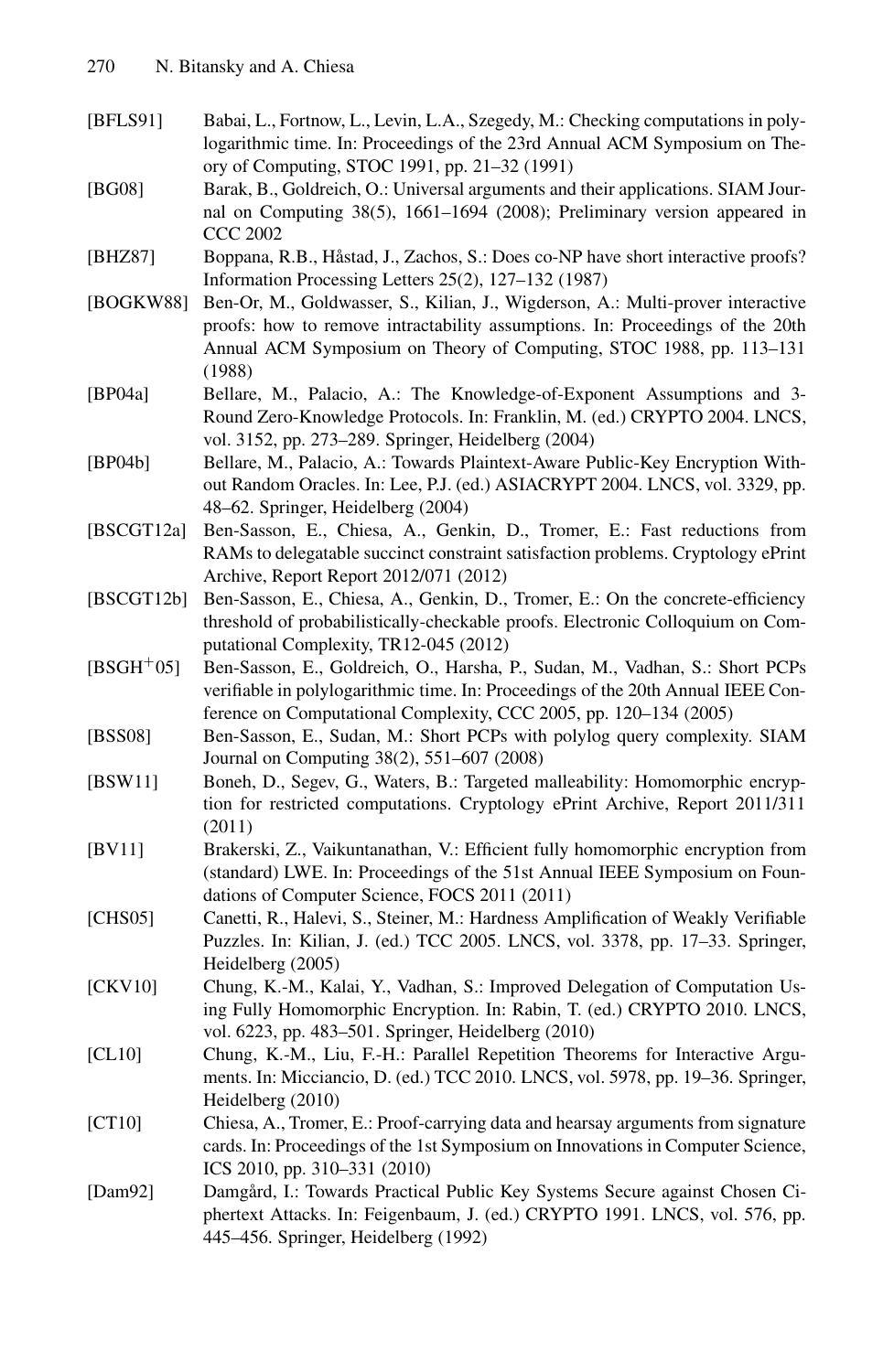[BFLS91] Babai, L., Fortnow, L., Levin, L.A., Szegedy, M.: Checking computations in polylogarithmic time. In: Proceedings of the 23rd Annual ACM Symposium on Theory of Computing, STOC 1991, pp. 21–32 (1991)

[BG08] Barak, B., Goldreich, O.: Universal arguments and their applications. SIAM Journal on Computing 38(5), 1661–1694 (2008); Preliminary version appeared in CCC 2002

[BHZ87] Boppana, R.B., Håstad, J., Zachos, S.: Does co-NP have short interactive proofs? Information Processing Letters 25(2), 127–132 (1987)

[BOGKW88] Ben-Or, M., Goldwasser, S., Kilian, J., Wigderson, A.: Multi-prover interactive proofs: how to remove intractability assumptions. In: Proceedings of the 20th Annual ACM Symposium on Theory of Computing, STOC 1988, pp. 113–131 (1988)

[BP04a] Bellare, M., Palacio, A.: The Knowledge-of-Exponent Assumptions and 3-Round Zero-Knowledge Protocols. In: Franklin, M. (ed.) CRYPTO 2004. LNCS, vol. 3152, pp. 273–289. Springer, Heidelberg (2004)

[BP04b] Bellare, M., Palacio, A.: Towards Plaintext-Aware Public-Key Encryption Without Random Oracles. In: Lee, P.J. (ed.) ASIACRYPT 2004. LNCS, vol. 3329, pp. 48–62. Springer, Heidelberg (2004)

[BSCGT12a] Ben-Sasson, E., Chiesa, A., Genkin, D., Tromer, E.: Fast reductions from RAMs to delegatable succinct constraint satisfaction problems. Cryptology ePrint Archive, Report Report 2012/071 (2012)

[BSCGT12b] Ben-Sasson, E., Chiesa, A., Genkin, D., Tromer, E.: On the concrete-efficiency threshold of probabilistically-checkable proofs. Electronic Colloquium on Computational Complexity, TR12-045 (2012)

[BSGH$^+$05] Ben-Sasson, E., Goldreich, O., Harsha, P., Sudan, M., Vadhan, S.: Short PCPs verifiable in polylogarithmic time. In: Proceedings of the 20th Annual IEEE Conference on Computational Complexity, CCC 2005, pp. 120–134 (2005)

[BSS08] Ben-Sasson, E., Sudan, M.: Short PCPs with polylog query complexity. SIAM Journal on Computing 38(2), 551–607 (2008)

[BSW11] Boneh, D., Segev, G., Waters, B.: Targeted malleability: Homomorphic encryption for restricted computations. Cryptology ePrint Archive, Report 2011/311 (2011)

[BV11] Brakerski, Z., Vaikuntanathan, V.: Efficient fully homomorphic encryption from (standard) LWE. In: Proceedings of the 51st Annual IEEE Symposium on Foundations of Computer Science, FOCS 2011 (2011)

[CHS05] Canetti, R., Halevi, S., Steiner, M.: Hardness Amplification of Weakly Verifiable Puzzles. In: Kilian, J. (ed.) TCC 2005. LNCS, vol. 3378, pp. 17–33. Springer, Heidelberg (2005)

[CKV10] Chung, K.-M., Kalai, Y., Vadhan, S.: Improved Delegation of Computation Using Fully Homomorphic Encryption. In: Rabin, T. (ed.) CRYPTO 2010. LNCS, vol. 6223, pp. 483–501. Springer, Heidelberg (2010)

[CL10] Chung, K.-M., Liu, F.-H.: Parallel Repetition Theorems for Interactive Arguments. In: Micciancio, D. (ed.) TCC 2010. LNCS, vol. 5978, pp. 19–36. Springer, Heidelberg (2010)

[CT10] Chiesa, A., Tromer, E.: Proof-carrying data and hearsay arguments from signature cards. In: Proceedings of the 1st Symposium on Innovations in Computer Science, ICS 2010, pp. 310–331 (2010)

[Dam92] Damgård, I.: Towards Practical Public Key Systems Secure against Chosen Ciphertext Attacks. In: Feigenbaum, J. (ed.) CRYPTO 1991. LNCS, vol. 576, pp. 445–456. Springer, Heidelberg (1992)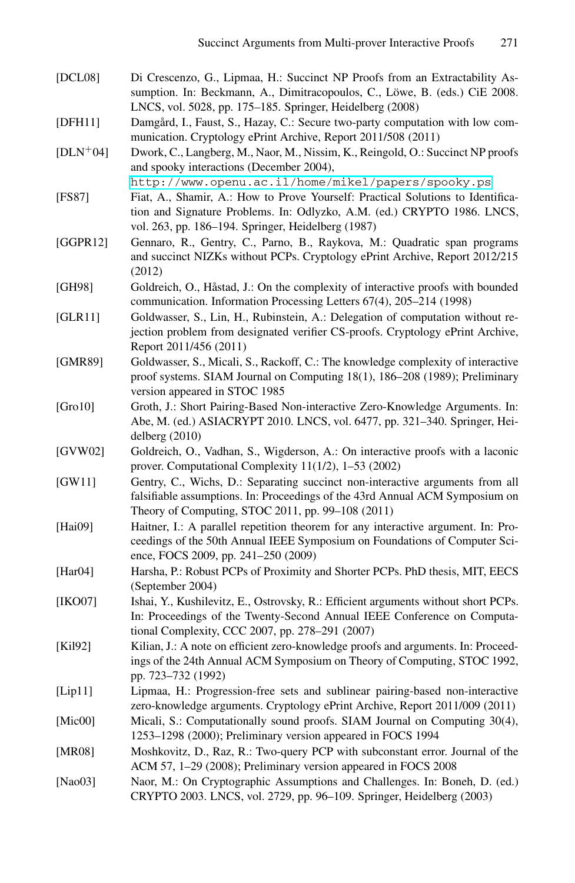[DCL08] Di Crescenzo, G., Lipmaa, H.: Succinct NP Proofs from an Extractability Assumption. In: Beckmann, A., Dimitracopoulos, C., Löwe, B. (eds.) CiE 2008. LNCS, vol. 5028, pp. 175–185. Springer, Heidelberg (2008)

[DFH11] Damgård, I., Faust, S., Hazay, C.: Secure two-party computation with low communication. Cryptology ePrint Archive, Report 2011/508 (2011)

[DLN+04] Dwork, C., Langberg, M., Naor, M., Nissim, K., Reingold, O.: Succinct NP proofs and spooky interactions (December 2004), http://www.openu.ac.il/home/mikel/papers/spooky.ps

[FS87] Fiat, A., Shamir, A.: How to Prove Yourself: Practical Solutions to Identification and Signature Problems. In: Odlyzko, A.M. (ed.) CRYPTO 1986. LNCS, vol. 263, pp. 186–194. Springer, Heidelberg (1987)

[GGPR12] Gennaro, R., Gentry, C., Parno, B., Raykova, M.: Quadratic span programs and succinct NIZKs without PCPs. Cryptology ePrint Archive, Report 2012/215 (2012)

[GH98] Goldreich, O., Håstad, J.: On the complexity of interactive proofs with bounded communication. Information Processing Letters 67(4), 205–214 (1998)

[GLR11] Goldwasser, S., Lin, H., Rubinstein, A.: Delegation of computation without rejection problem from designated verifier CS-proofs. Cryptology ePrint Archive, Report 2011/456 (2011)

[GMR89] Goldwasser, S., Micali, S., Rackoff, C.: The knowledge complexity of interactive proof systems. SIAM Journal on Computing 18(1), 186–208 (1989); Preliminary version appeared in STOC 1985

[Gro10] Groth, J.: Short Pairing-Based Non-interactive Zero-Knowledge Arguments. In: Abe, M. (ed.) ASIACRYPT 2010. LNCS, vol. 6477, pp. 321–340. Springer, Heidelberg (2010)

[GVW02] Goldreich, O., Vadhan, S., Wigderson, A.: On interactive proofs with a laconic prover. Computational Complexity 11(1/2), 1–53 (2002)

[GW11] Gentry, C., Wichs, D.: Separating succinct non-interactive arguments from all falsifiable assumptions. In: Proceedings of the 43rd Annual ACM Symposium on Theory of Computing, STOC 2011, pp. 99–108 (2011)

[Hai09] Haitner, I.: A parallel repetition theorem for any interactive argument. In: Proceedings of the 50th Annual IEEE Symposium on Foundations of Computer Science, FOCS 2009, pp. 241–250 (2009)

[Har04] Harsha, P.: Robust PCPs of Proximity and Shorter PCPs. PhD thesis, MIT, EECS (September 2004)

[IKO07] Ishai, Y., Kushilevitz, E., Ostrovsky, R.: Efficient arguments without short PCPs. In: Proceedings of the Twenty-Second Annual IEEE Conference on Computational Complexity, CCC 2007, pp. 278–291 (2007)

[Kil92] Kilian, J.: A note on efficient zero-knowledge proofs and arguments. In: Proceedings of the 24th Annual ACM Symposium on Theory of Computing, STOC 1992, pp. 723–732 (1992)

[Lip11] Lipmaa, H.: Progression-free sets and sublinear pairing-based non-interactive zero-knowledge arguments. Cryptology ePrint Archive, Report 2011/009 (2011)

[Mic00] Micali, S.: Computationally sound proofs. SIAM Journal on Computing 30(4), 1253–1298 (2000); Preliminary version appeared in FOCS 1994

[MR08] Moshkovitz, D., Raz, R.: Two-query PCP with subconstant error. Journal of the ACM 57, 1–29 (2008); Preliminary version appeared in FOCS 2008

[Nao03] Naor, M.: On Cryptographic Assumptions and Challenges. In: Boneh, D. (ed.) CRYPTO 2003. LNCS, vol. 2729, pp. 96–109. Springer, Heidelberg (2003)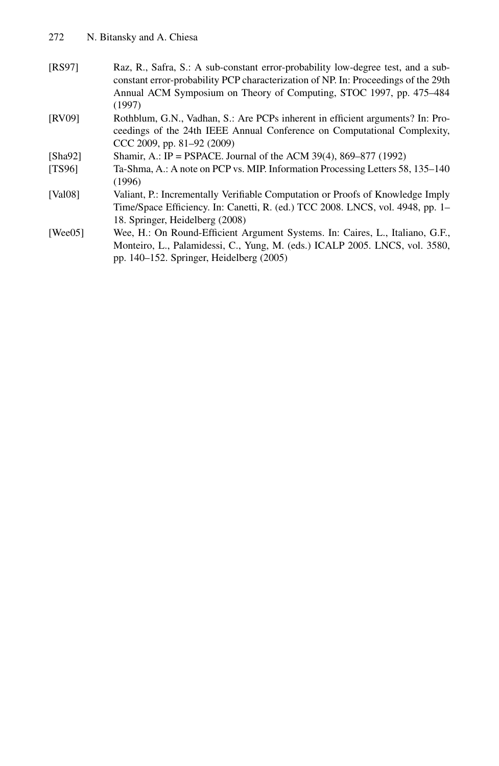[RS97] Raz, R., Safra, S.: A sub-constant error-probability low-degree test, and a sub-constant error-probability PCP characterization of NP. In: Proceedings of the 29th Annual ACM Symposium on Theory of Computing, STOC 1997, pp. 475–484 (1997)

[RV09] Rothblum, G.N., Vadhan, S.: Are PCPs inherent in efficient arguments? In: Proceedings of the 24th IEEE Annual Conference on Computational Complexity, CCC 2009, pp. 81–92 (2009)

[Sha92] Shamir, A.: IP = PSPACE. Journal of the ACM 39(4), 869–877 (1992)

[TS96] Ta-Shma, A.: A note on PCP vs. MIP. Information Processing Letters 58, 135–140 (1996)

[Val08] Valiant, P.: Incrementally Verifiable Computation or Proofs of Knowledge Imply Time/Space Efficiency. In: Canetti, R. (ed.) TCC 2008. LNCS, vol. 4948, pp. 1–18. Springer, Heidelberg (2008)

[Wee05] Wee, H.: On Round-Efficient Argument Systems. In: Caires, L., Italiano, G.F., Monteiro, L., Palamidessi, C., Yung, M. (eds.) ICALP 2005. LNCS, vol. 3580, pp. 140–152. Springer, Heidelberg (2005)